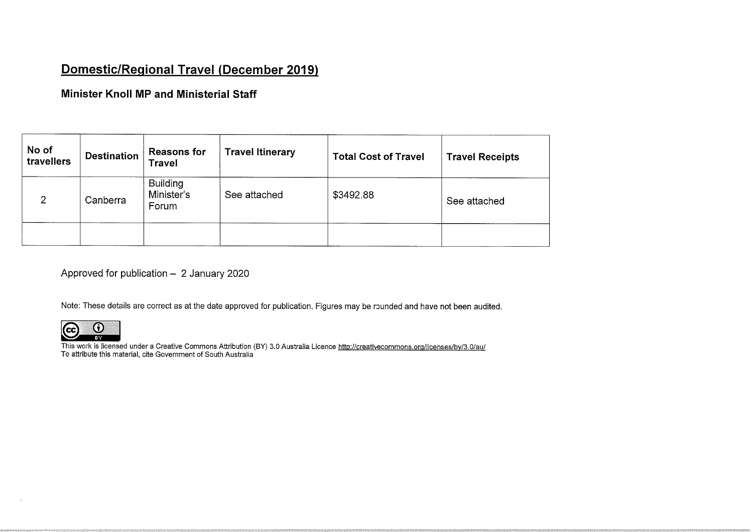# Domestic/Regional Travel (December 2019)

## Minister Knoll MP and Ministerial Staff

| No of travellers | Destination | Reasons for Travel | Travel Itinerary | Total Cost of Travel | Travel Receipts |
|---|---|---|---|---|---|
| 2 | Canberra | Building Minister's Forum | See attached | $3492.88 | See attached |
| | | | | | |

Approved for publication – 2 January 2020

Note: These details are correct as at the date approved for publication. Figures may be rounded and have not been audited.

This work is licensed under a Creative Commons Attribution (BY) 3.0 Australia Licence http://creativecommons.org/licenses/by/3.0/au/
To attribute this material, cite Government of South Australia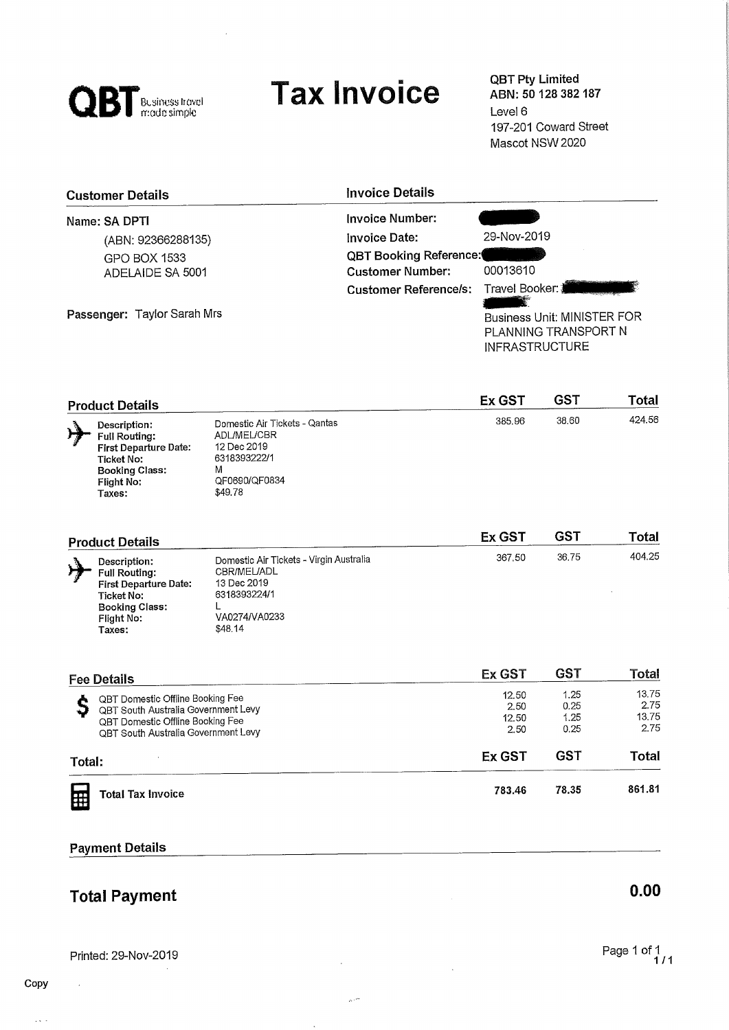# QBT Business travel made simple

# Tax Invoice

QBT Pty Limited
**ABN: 50 128 382 187**
Level 6
197-201 Coward Street
Mascot NSW 2020

## Customer Details

Name: SA DPTI
(ABN: 92366288135)
GPO BOX 1533
ADELAIDE SA 5001

Passenger: Taylor Sarah Mrs

## Invoice Details

| | |
|---|---|
| **Invoice Number:** | |
| **Invoice Date:** | 29-Nov-2019 |
| **QBT Booking Reference:** | |
| **Customer Number:** | 00013610 |
| **Customer Reference/s:** | Travel Booker: |
| | Business Unit: MINISTER FOR PLANNING TRANSPORT N INFRASTRUCTURE |

## Product Details

| | | Ex GST | GST | Total |
|---|---|---|---|---|
| **Description:** | Domestic Air Tickets - Qantas | 385.96 | 38.60 | 424.56 |
| **Full Routing:** | ADL/MEL/CBR | | | |
| **First Departure Date:** | 12 Dec 2019 | | | |
| **Ticket No:** | 6318393222/1 | | | |
| **Booking Class:** | M | | | |
| **Flight No:** | QF0690/QF0834 | | | |
| **Taxes:** | $49.78 | | | |

## Product Details

| | | Ex GST | GST | Total |
|---|---|---|---|---|
| **Description:** | Domestic Air Tickets - Virgin Australia | 367.50 | 36.75 | 404.25 |
| **Full Routing:** | CBR/MEL/ADL | | | |
| **First Departure Date:** | 13 Dec 2019 | | | |
| **Ticket No:** | 6318393224/1 | | | |
| **Booking Class:** | L | | | |
| **Flight No:** | VA0274/VA0233 | | | |
| **Taxes:** | $48.14 | | | |

## Fee Details

| | Ex GST | GST | Total |
|---|---|---|---|
| QBT Domestic Offline Booking Fee | 12.50 | 1.25 | 13.75 |
| QBT South Australia Government Levy | 2.50 | 0.25 | 2.75 |
| QBT Domestic Offline Booking Fee | 12.50 | 1.25 | 13.75 |
| QBT South Australia Government Levy | 2.50 | 0.25 | 2.75 |

## Total:

| | Ex GST | GST | Total |
|---|---|---|---|
| **Total Tax Invoice** | **783.46** | **78.35** | **861.81** |

## Payment Details

## Total Payment **0.00**

Printed: 29-Nov-2019

Copy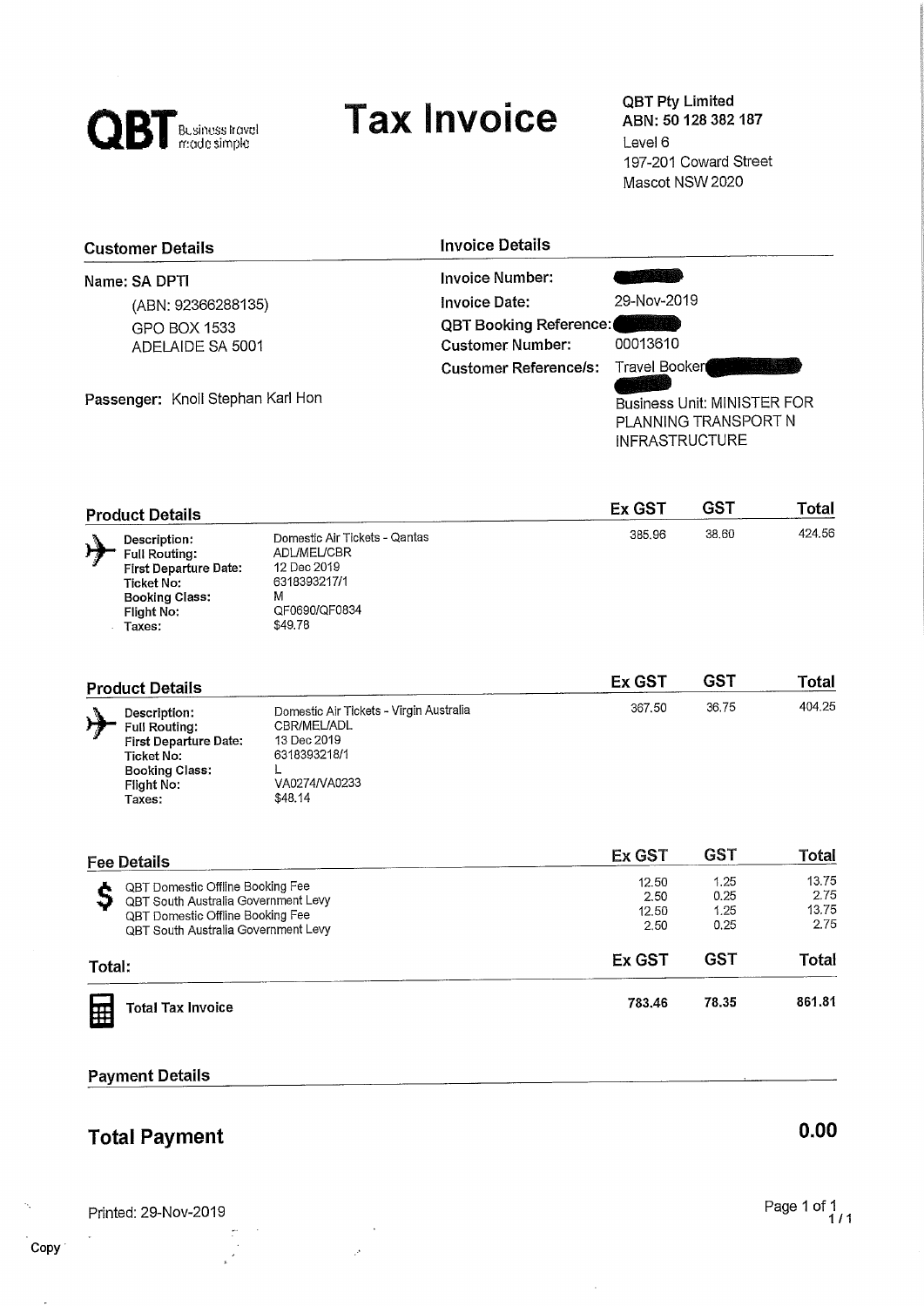**QBT** Business travel made simple

# Tax Invoice

QBT Pty Limited
**ABN: 50 128 382 187**
Level 6
197-201 Coward Street
Mascot NSW 2020

## Customer Details

**Name: SA DPTI**
(ABN: 92366288135)
GPO BOX 1533
ADELAIDE SA 5001

**Passenger:** Knoll Stephan Karl Hon

## Invoice Details

| | |
|---|---|
| **Invoice Number:** | |
| **Invoice Date:** | 29-Nov-2019 |
| **QBT Booking Reference:** | |
| **Customer Number:** | 00013610 |
| **Customer Reference/s:** | Travel Booker |
| | Business Unit: MINISTER FOR PLANNING TRANSPORT N INFRASTRUCTURE |

## Product Details

| | | Ex GST | GST | Total |
|---|---|---|---|---|
| **Description:** | Domestic Air Tickets - Qantas | 385.96 | 38.60 | 424.56 |
| **Full Routing:** | ADL/MEL/CBR | | | |
| **First Departure Date:** | 12 Dec 2019 | | | |
| **Ticket No:** | 6318393217/1 | | | |
| **Booking Class:** | M | | | |
| **Flight No:** | QF0690/QF0834 | | | |
| **Taxes:** | $49.78 | | | |

## Product Details

| | | Ex GST | GST | Total |
|---|---|---|---|---|
| **Description:** | Domestic Air Tickets - Virgin Australia | 367.50 | 36.75 | 404.25 |
| **Full Routing:** | CBR/MEL/ADL | | | |
| **First Departure Date:** | 13 Dec 2019 | | | |
| **Ticket No:** | 6318393218/1 | | | |
| **Booking Class:** | L | | | |
| **Flight No:** | VA0274/VA0233 | | | |
| **Taxes:** | $48.14 | | | |

## Fee Details

| | Ex GST | GST | Total |
|---|---|---|---|
| QBT Domestic Offline Booking Fee | 12.50 | 1.25 | 13.75 |
| QBT South Australia Government Levy | 2.50 | 0.25 | 2.75 |
| QBT Domestic Offline Booking Fee | 12.50 | 1.25 | 13.75 |
| QBT South Australia Government Levy | 2.50 | 0.25 | 2.75 |

## Total:

| | Ex GST | GST | Total |
|---|---|---|---|
| **Total Tax Invoice** | **783.46** | **78.35** | **861.81** |

## Payment Details

## Total Payment **0.00**

Printed: 29-Nov-2019

Copy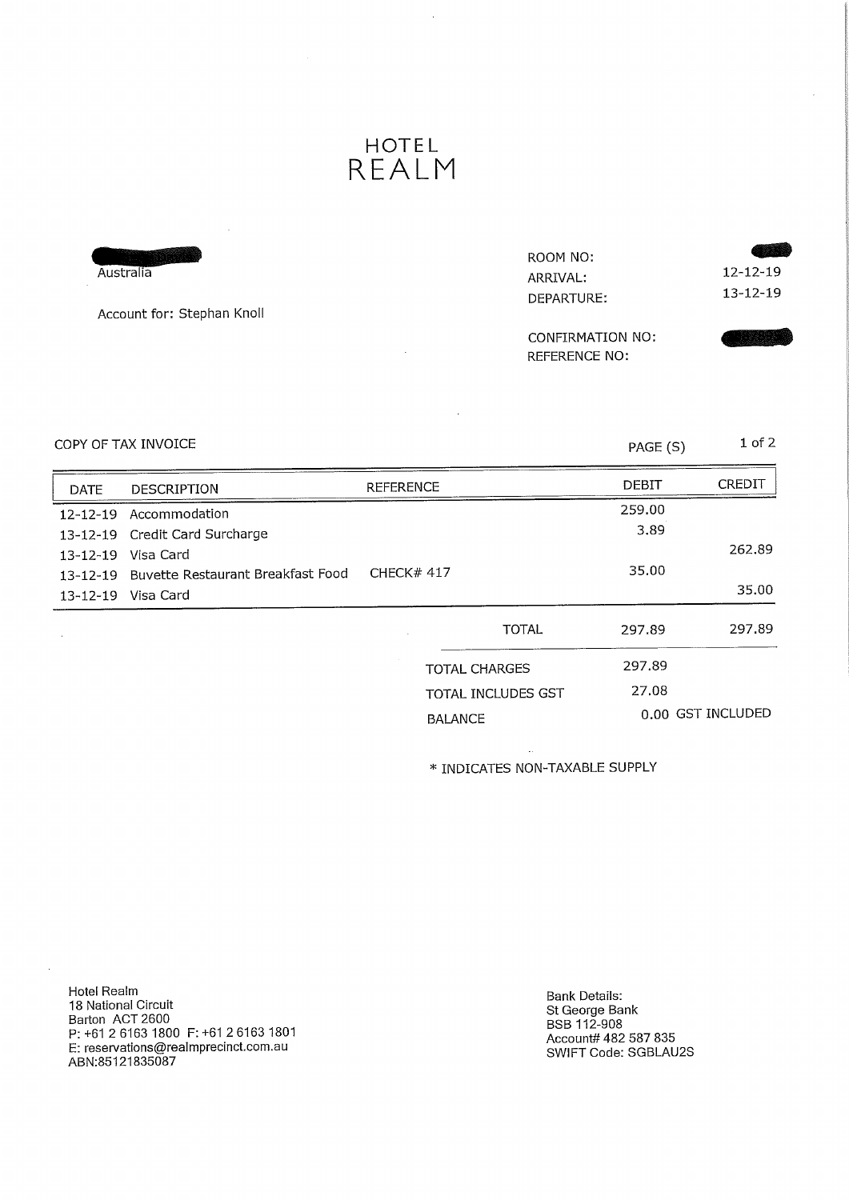# HOTEL REALM

Australia

Account for: Stephan Knoll

ROOM NO:
ARRIVAL: 12-12-19
DEPARTURE: 13-12-19

CONFIRMATION NO:
REFERENCE NO:

COPY OF TAX INVOICE

| DATE | DESCRIPTION | REFERENCE | DEBIT | CREDIT |
|---|---|---|---|---|
| 12-12-19 | Accommodation | | 259.00 | |
| 13-12-19 | Credit Card Surcharge | | 3.89 | |
| 13-12-19 | Visa Card | | | 262.89 |
| 13-12-19 | Buvette Restaurant Breakfast Food | CHECK# 417 | 35.00 | |
| 13-12-19 | Visa Card | | | 35.00 |
| | | TOTAL | 297.89 | 297.89 |

| | |
|---|---|
| TOTAL CHARGES | 297.89 |
| TOTAL INCLUDES GST | 27.08 |
| BALANCE | 0.00 GST INCLUDED |

* INDICATES NON-TAXABLE SUPPLY

Hotel Realm
18 National Circuit
Barton ACT 2600
P: +61 2 6163 1800 F: +61 2 6163 1801
E: reservations@realmprecinct.com.au
ABN:85121835087

Bank Details:
St George Bank
BSB 112-908
Account# 482 587 835
SWIFT Code: SGBLAU2S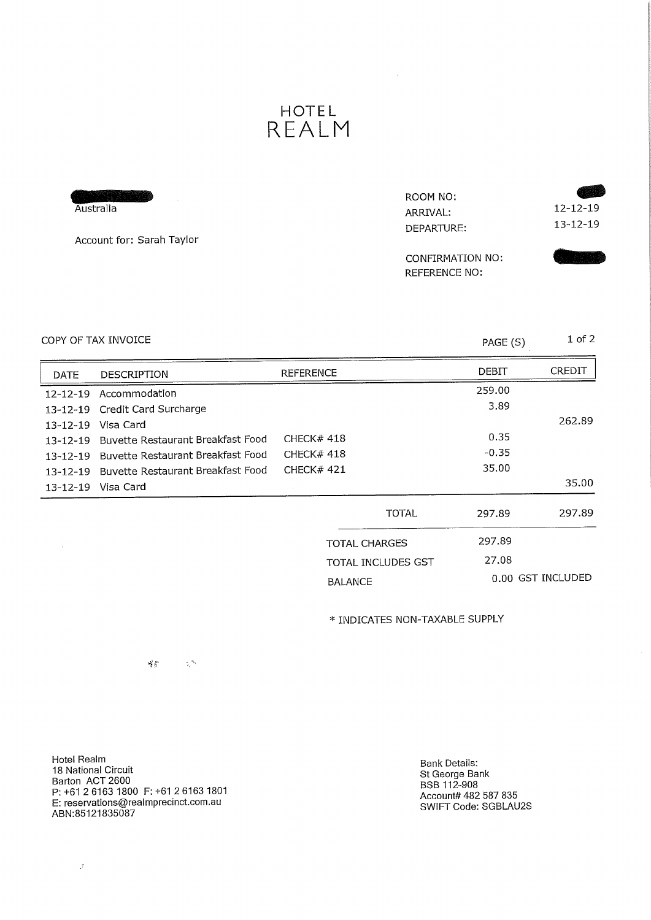# HOTEL REALM

Australia

Account for: Sarah Taylor

ROOM NO:
ARRIVAL: 12-12-19
DEPARTURE: 13-12-19

CONFIRMATION NO:
REFERENCE NO:

COPY OF TAX INVOICE

| DATE | DESCRIPTION | REFERENCE | DEBIT | CREDIT |
|---|---|---|---|---|
| 12-12-19 | Accommodation | | 259.00 | |
| 13-12-19 | Credit Card Surcharge | | 3.89 | |
| 13-12-19 | Visa Card | | | 262.89 |
| 13-12-19 | Buvette Restaurant Breakfast Food | CHECK# 418 | 0.35 | |
| 13-12-19 | Buvette Restaurant Breakfast Food | CHECK# 418 | -0.35 | |
| 13-12-19 | Buvette Restaurant Breakfast Food | CHECK# 421 | 35.00 | |
| 13-12-19 | Visa Card | | | 35.00 |
| | | TOTAL | 297.89 | 297.89 |

| | |
|---|---|
| TOTAL CHARGES | 297.89 |
| TOTAL INCLUDES GST | 27.08 |
| BALANCE | 0.00 GST INCLUDED |

* INDICATES NON-TAXABLE SUPPLY

Hotel Realm
18 National Circuit
Barton ACT 2600
P: +61 2 6163 1800 F: +61 2 6163 1801
E: reservations@realmprecinct.com.au
ABN:85121835087

Bank Details:
St George Bank
BSB 112-908
Account# 482 587 835
SWIFT Code: SGBLAU2S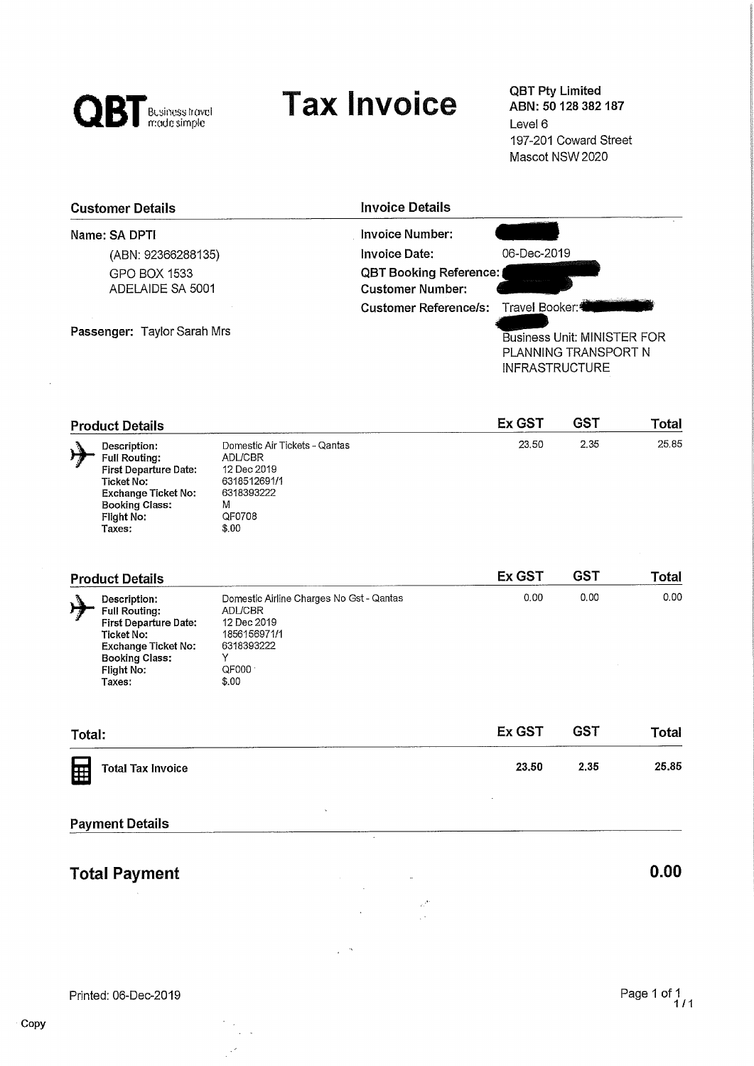QBT Business travel made simple

# Tax Invoice

QBT Pty Limited
**ABN: 50 128 382 187**
Level 6
197-201 Coward Street
Mascot NSW 2020

## Customer Details

**Name:** SA DPTI
(ABN: 92366288135)
GPO BOX 1533
ADELAIDE SA 5001

**Passenger:** Taylor Sarah Mrs

## Invoice Details

**Invoice Number:**
**Invoice Date:** 06-Dec-2019
**QBT Booking Reference:**
**Customer Number:**
**Customer Reference/s:** Travel Booker:
Business Unit: MINISTER FOR PLANNING TRANSPORT N INFRASTRUCTURE

## Product Details

| | | Ex GST | GST | Total |
|---|---|---|---|---|
| **Description:** | Domestic Air Tickets - Qantas | 23.50 | 2.35 | 25.85 |
| **Full Routing:** | ADL/CBR | | | |
| **First Departure Date:** | 12 Dec 2019 | | | |
| **Ticket No:** | 6318512691/1 | | | |
| **Exchange Ticket No:** | 6318393222 | | | |
| **Booking Class:** | M | | | |
| **Flight No:** | QF0708 | | | |
| **Taxes:** | $.00 | | | |

## Product Details

| | | Ex GST | GST | Total |
|---|---|---|---|---|
| **Description:** | Domestic Airline Charges No Gst - Qantas | 0.00 | 0.00 | 0.00 |
| **Full Routing:** | ADL/CBR | | | |
| **First Departure Date:** | 12 Dec 2019 | | | |
| **Ticket No:** | 1856156971/1 | | | |
| **Exchange Ticket No:** | 6318393222 | | | |
| **Booking Class:** | Y | | | |
| **Flight No:** | QF000 | | | |
| **Taxes:** | $.00 | | | |

## Total:

| | Ex GST | GST | Total |
|---|---|---|---|
| **Total Tax Invoice** | **23.50** | **2.35** | **25.85** |

## Payment Details

## Total Payment **0.00**

Printed: 06-Dec-2019

Copy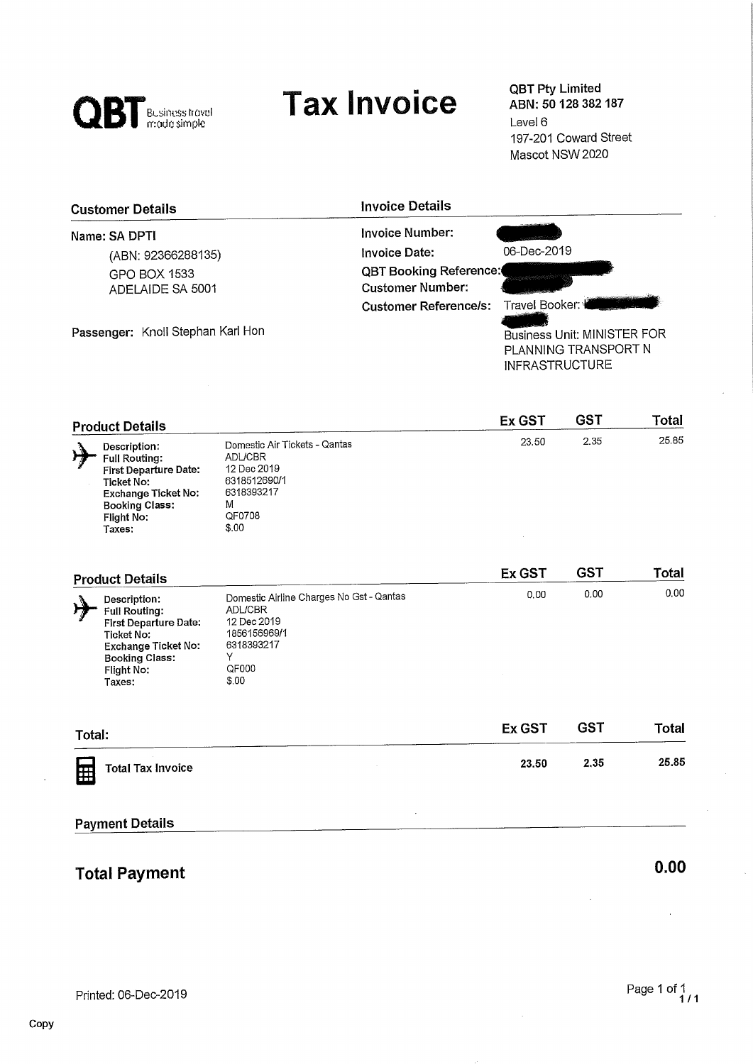**QBT** Business travel made simple

# Tax Invoice

**QBT Pty Limited**
**ABN: 50 128 382 187**
Level 6
197-201 Coward Street
Mascot NSW 2020

## Customer Details

Name: SA DPTI
(ABN: 92366288135)
GPO BOX 1533
ADELAIDE SA 5001

Passenger: Knoll Stephan Karl Hon

## Invoice Details

**Invoice Number:**
**Invoice Date:** 06-Dec-2019
**QBT Booking Reference:**
**Customer Number:**
**Customer Reference/s:** Travel Booker:
Business Unit: MINISTER FOR PLANNING TRANSPORT N INFRASTRUCTURE

## Product Details

| | | Ex GST | GST | Total |
|---|---|---|---|---|
| **Description:** | Domestic Air Tickets - Qantas | 23.50 | 2.35 | 25.85 |
| **Full Routing:** | ADL/CBR | | | |
| **First Departure Date:** | 12 Dec 2019 | | | |
| **Ticket No:** | 6318512690/1 | | | |
| **Exchange Ticket No:** | 6318393217 | | | |
| **Booking Class:** | M | | | |
| **Flight No:** | QF0708 | | | |
| **Taxes:** | $.00 | | | |

## Product Details

| | | Ex GST | GST | Total |
|---|---|---|---|---|
| **Description:** | Domestic Airline Charges No Gst - Qantas | 0.00 | 0.00 | 0.00 |
| **Full Routing:** | ADL/CBR | | | |
| **First Departure Date:** | 12 Dec 2019 | | | |
| **Ticket No:** | 1856156969/1 | | | |
| **Exchange Ticket No:** | 6318393217 | | | |
| **Booking Class:** | Y | | | |
| **Flight No:** | QF000 | | | |
| **Taxes:** | $.00 | | | |

## Total:

| | Ex GST | GST | Total |
|---|---|---|---|
| **Total Tax Invoice** | **23.50** | **2.35** | **25.85** |

## Payment Details

## Total Payment **0.00**

Printed: 06-Dec-2019

Copy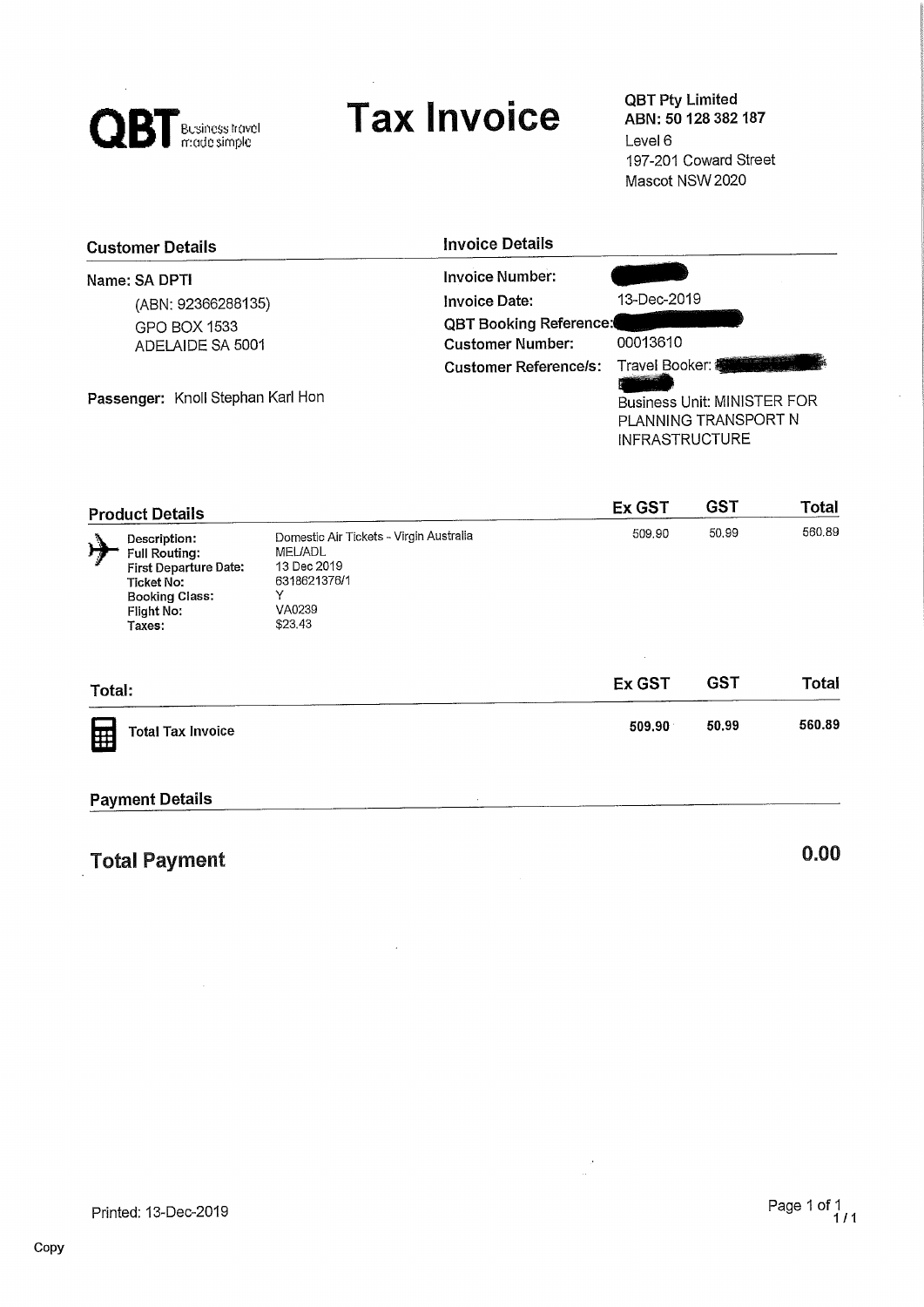**QBT** Business travel made simple

# Tax Invoice

**QBT Pty Limited**
**ABN: 50 128 382 187**
Level 6
197-201 Coward Street
Mascot NSW 2020

## Customer Details

**Name: SA DPTI**
(ABN: 92366288135)
GPO BOX 1533
ADELAIDE SA 5001

**Passenger:** Knoll Stephan Karl Hon

## Invoice Details

**Invoice Number:**
**Invoice Date:** 13-Dec-2019
**QBT Booking Reference:**
**Customer Number:** 00013610
**Customer Reference/s:** Travel Booker:
Business Unit: MINISTER FOR PLANNING TRANSPORT N INFRASTRUCTURE

## Product Details

| Product Details | | Ex GST | GST | Total |
|---|---|---|---|---|
| **Description:** | Domestic Air Tickets - Virgin Australia | 509.90 | 50.99 | 560.89 |
| **Full Routing:** | MEL/ADL | | | |
| **First Departure Date:** | 13 Dec 2019 | | | |
| **Ticket No:** | 6318621376/1 | | | |
| **Booking Class:** | Y | | | |
| **Flight No:** | VA0239 | | | |
| **Taxes:** | $23.43 | | | |

| Total: | Ex GST | GST | Total |
|---|---|---|---|
| **Total Tax Invoice** | **509.90** | **50.99** | **560.89** |

## Payment Details

**Total Payment** **0.00**

Printed: 13-Dec-2019

Copy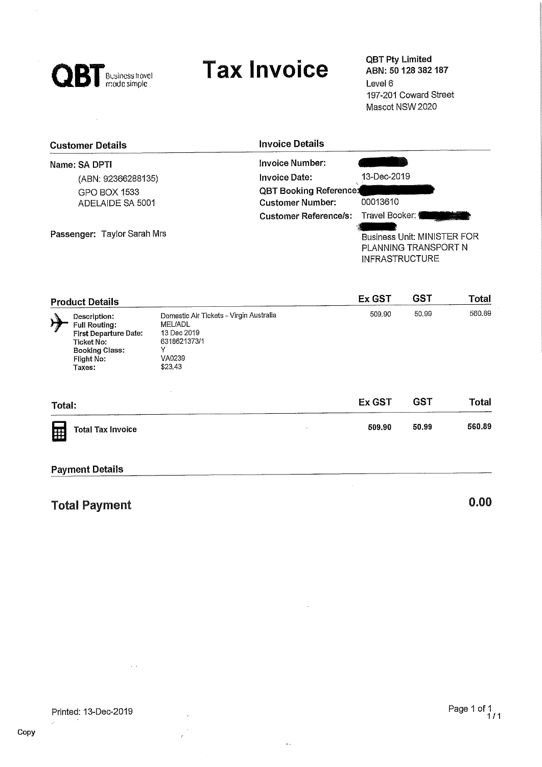**QBT** Business travel made simple

# Tax Invoice

**QBT Pty Limited**
**ABN: 50 128 382 187**
Level 6
197-201 Coward Street
Mascot NSW 2020

## Customer Details

Name: SA DPTI
(ABN: 92366288135)
GPO BOX 1533
ADELAIDE SA 5001

Passenger: Taylor Sarah Mrs

## Invoice Details

| | |
|---|---|
| **Invoice Number:** | |
| **Invoice Date:** | 13-Dec-2019 |
| **QBT Booking Reference:** | |
| **Customer Number:** | 00013610 |
| **Customer Reference/s:** | Travel Booker: Business Unit: MINISTER FOR PLANNING TRANSPORT N INFRASTRUCTURE |

## Product Details

| | | Ex GST | GST | Total |
|---|---|---|---|---|
| **Description:** | Domestic Air Tickets - Virgin Australia | 509.90 | 50.99 | 560.89 |
| **Full Routing:** | MEL/ADL | | | |
| **First Departure Date:** | 13 Dec 2019 | | | |
| **Ticket No:** | 6318621373/1 | | | |
| **Booking Class:** | Y | | | |
| **Flight No:** | VA0239 | | | |
| **Taxes:** | $23.43 | | | |

## Total:

| | Ex GST | GST | Total |
|---|---|---|---|
| **Total Tax Invoice** | **509.90** | **50.99** | **560.89** |

## Payment Details

## Total Payment **0.00**

Printed: 13-Dec-2019

Copy